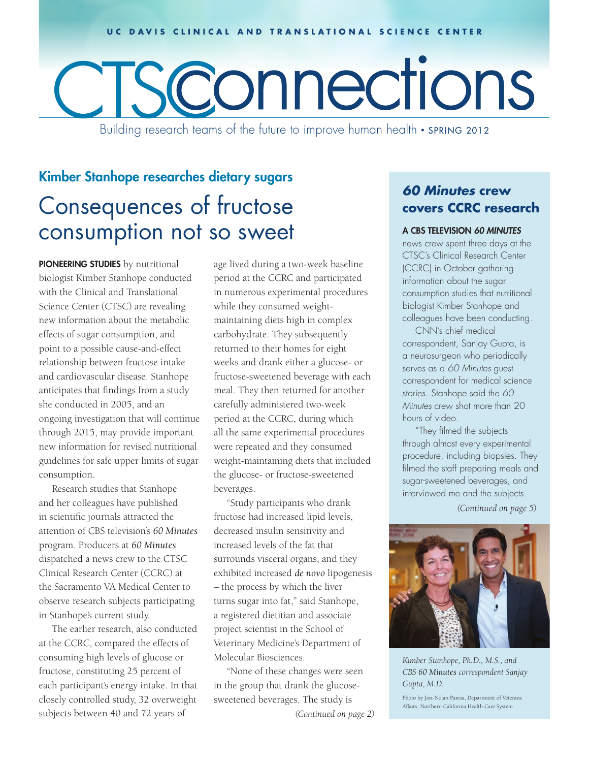UC DAVIS CLINICAL AND TRANSLATIONAL SCIENCE CENTER

# CTSConnections

Building research teams of the future to improve human health • SPRING 2012

### Kimber Stanhope researches dietary sugars

## Consequences of fructose consumption not so sweet

**PIONEERING STUDIES** by nutritional biologist Kimber Stanhope conducted with the Clinical and Translational Science Center (CTSC) are revealing new information about the metabolic effects of sugar consumption, and point to a possible cause-and-effect relationship between fructose intake and cardiovascular disease. Stanhope anticipates that findings from a study she conducted in 2005, and an ongoing investigation that will continue through 2015, may provide important new information for revised nutritional guidelines for safe upper limits of sugar consumption.

Research studies that Stanhope and her colleagues have published in scientific journals attracted the attention of CBS television's *60 Minutes* program. Producers at *60 Minutes* dispatched a news crew to the CTSC Clinical Research Center (CCRC) at the Sacramento VA Medical Center to observe research subjects participating in Stanhope's current study.

The earlier research, also conducted at the CCRC, compared the effects of consuming high levels of glucose or fructose, constituting 25 percent of each participant's energy intake. In that closely controlled study, 32 overweight subjects between 40 and 72 years of age lived during a two-week baseline period at the CCRC and participated in numerous experimental procedures while they consumed weight-maintaining diets high in complex carbohydrate. They subsequently returned to their homes for eight weeks and drank either a glucose- or fructose-sweetened beverage with each meal. They then returned for another carefully administered two-week period at the CCRC, during which all the same experimental procedures were repeated and they consumed weight-maintaining diets that included the glucose- or fructose-sweetened beverages.

"Study participants who drank fructose had increased lipid levels, decreased insulin sensitivity and increased levels of the fat that surrounds visceral organs, and they exhibited increased *de novo* lipogenesis – the process by which the liver turns sugar into fat," said Stanhope, a registered dietitian and associate project scientist in the School of Veterinary Medicine's Department of Molecular Biosciences.

"None of these changes were seen in the group that drank the glucose-sweetened beverages. The study is

*(Continued on page 2)*

### *60 Minutes* crew covers CCRC research

**A CBS TELEVISION *60 MINUTES*** news crew spent three days at the CTSC's Clinical Research Center (CCRC) in October gathering information about the sugar consumption studies that nutritional biologist Kimber Stanhope and colleagues have been conducting.

CNN's chief medical correspondent, Sanjay Gupta, is a neurosurgeon who periodically serves as a *60 Minutes* guest correspondent for medical science stories. Stanhope said the *60 Minutes* crew shot more than 20 hours of video.

"They filmed the subjects through almost every experimental procedure, including biopsies. They filmed the staff preparing meals and sugar-sweetened beverages, and interviewed me and the subjects.

*(Continued on page 5)*

*Kimber Stanhope, Ph.D., M.S., and CBS 60 Minutes correspondent Sanjay Gupta, M.D.*

Photo by Jon-Nolan Paresa, Department of Veterans Affairs, Northern California Health Care System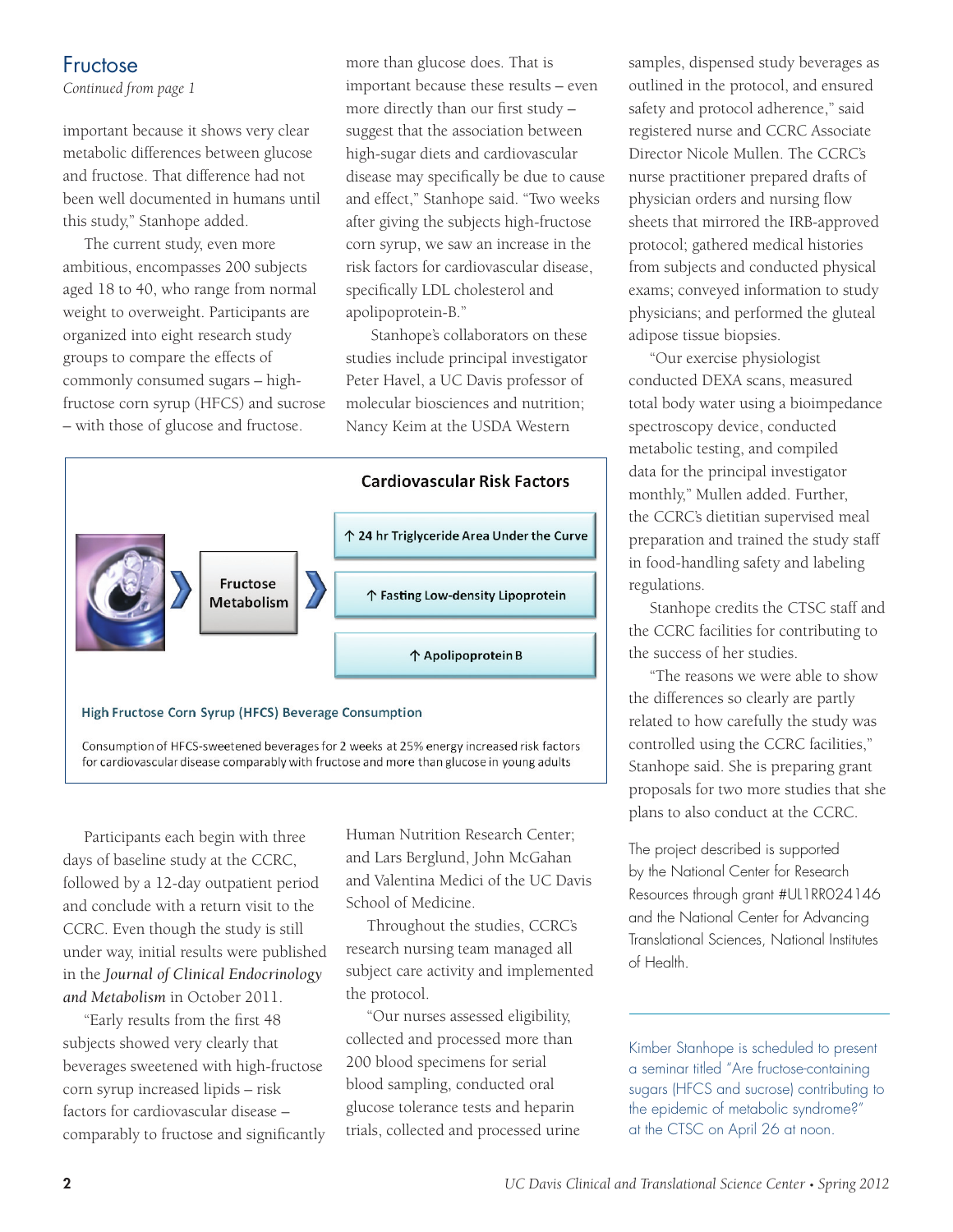## Fructose

*Continued from page 1*

important because it shows very clear metabolic differences between glucose and fructose. That difference had not been well documented in humans until this study," Stanhope added.

The current study, even more ambitious, encompasses 200 subjects aged 18 to 40, who range from normal weight to overweight. Participants are organized into eight research study groups to compare the effects of commonly consumed sugars – high-fructose corn syrup (HFCS) and sucrose – with those of glucose and fructose.

**Cardiovascular Risk Factors**

Fructose Metabolism → ↑ 24 hr Triglyceride Area Under the Curve; ↑ Fasting Low-density Lipoprotein; ↑ Apolipoprotein B

**High Fructose Corn Syrup (HFCS) Beverage Consumption**

Consumption of HFCS-sweetened beverages for 2 weeks at 25% energy increased risk factors for cardiovascular disease comparably with fructose and more than glucose in young adults

Participants each begin with three days of baseline study at the CCRC, followed by a 12-day outpatient period and conclude with a return visit to the CCRC. Even though the study is still under way, initial results were published in the *Journal of Clinical Endocrinology and Metabolism* in October 2011.

"Early results from the first 48 subjects showed very clearly that beverages sweetened with high-fructose corn syrup increased lipids – risk factors for cardiovascular disease – comparably to fructose and significantly more than glucose does. That is important because these results – even more directly than our first study – suggest that the association between high-sugar diets and cardiovascular disease may specifically be due to cause and effect," Stanhope said. "Two weeks after giving the subjects high-fructose corn syrup, we saw an increase in the risk factors for cardiovascular disease, specifically LDL cholesterol and apolipoprotein-B."

Stanhope's collaborators on these studies include principal investigator Peter Havel, a UC Davis professor of molecular biosciences and nutrition; Nancy Keim at the USDA Western Human Nutrition Research Center; and Lars Berglund, John McGahan and Valentina Medici of the UC Davis School of Medicine.

Throughout the studies, CCRC's research nursing team managed all subject care activity and implemented the protocol.

"Our nurses assessed eligibility, collected and processed more than 200 blood specimens for serial blood sampling, conducted oral glucose tolerance tests and heparin trials, collected and processed urine samples, dispensed study beverages as outlined in the protocol, and ensured safety and protocol adherence," said registered nurse and CCRC Associate Director Nicole Mullen. The CCRC's nurse practitioner prepared drafts of physician orders and nursing flow sheets that mirrored the IRB-approved protocol; gathered medical histories from subjects and conducted physical exams; conveyed information to study physicians; and performed the gluteal adipose tissue biopsies.

"Our exercise physiologist conducted DEXA scans, measured total body water using a bioimpedance spectroscopy device, conducted metabolic testing, and compiled data for the principal investigator monthly," Mullen added. Further, the CCRC's dietitian supervised meal preparation and trained the study staff in food-handling safety and labeling regulations.

Stanhope credits the CTSC staff and the CCRC facilities for contributing to the success of her studies.

"The reasons we were able to show the differences so clearly are partly related to how carefully the study was controlled using the CCRC facilities," Stanhope said. She is preparing grant proposals for two more studies that she plans to also conduct at the CCRC.

The project described is supported by the National Center for Research Resources through grant #UL1RR024146 and the National Center for Advancing Translational Sciences, National Institutes of Health.

---

Kimber Stanhope is scheduled to present a seminar titled "Are fructose-containing sugars (HFCS and sucrose) contributing to the epidemic of metabolic syndrome?" at the CTSC on April 26 at noon.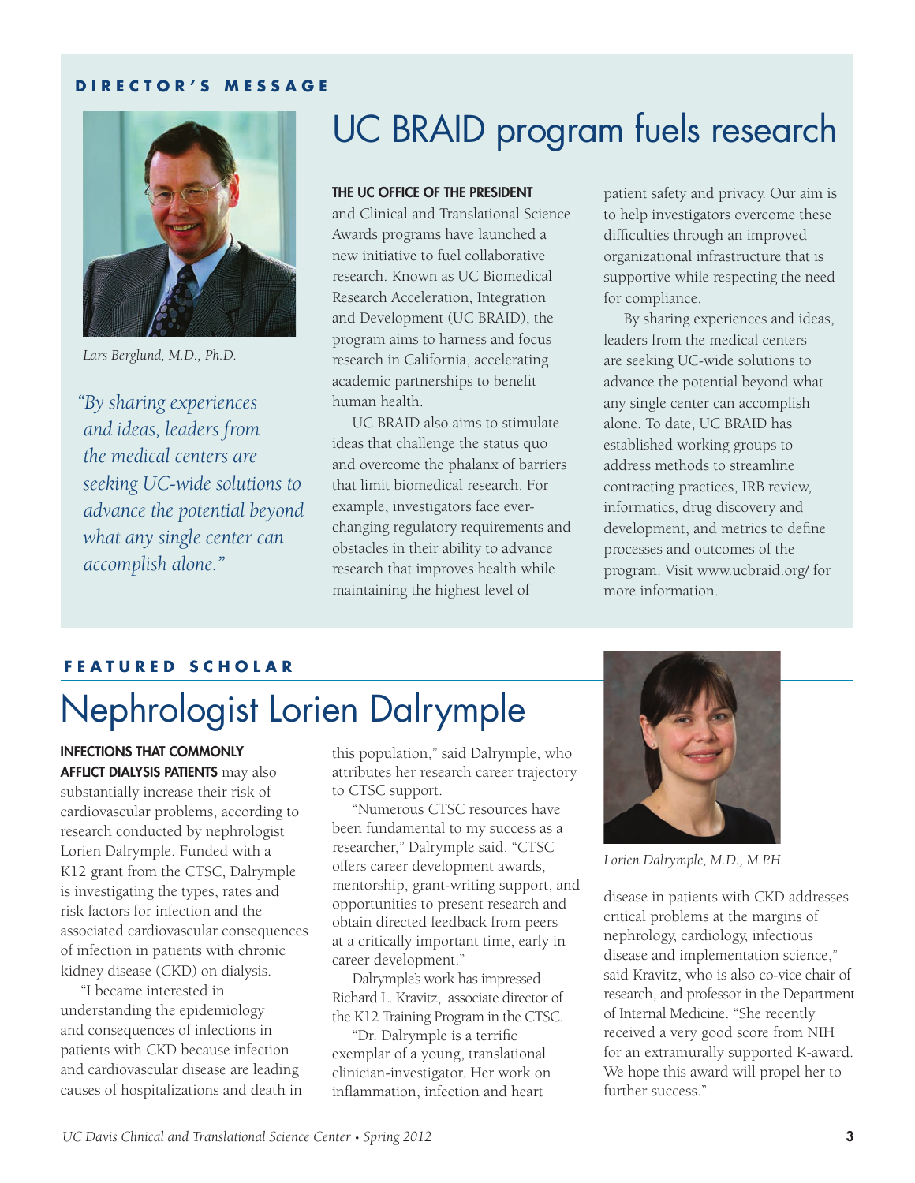**DIRECTOR'S MESSAGE**

# UC BRAID program fuels research

*Lars Berglund, M.D., Ph.D.*

*"By sharing experiences and ideas, leaders from the medical centers are seeking UC-wide solutions to advance the potential beyond what any single center can accomplish alone."*

**THE UC OFFICE OF THE PRESIDENT** and Clinical and Translational Science Awards programs have launched a new initiative to fuel collaborative research. Known as UC Biomedical Research Acceleration, Integration and Development (UC BRAID), the program aims to harness and focus research in California, accelerating academic partnerships to benefit human health.

UC BRAID also aims to stimulate ideas that challenge the status quo and overcome the phalanx of barriers that limit biomedical research. For example, investigators face ever-changing regulatory requirements and obstacles in their ability to advance research that improves health while maintaining the highest level of patient safety and privacy. Our aim is to help investigators overcome these difficulties through an improved organizational infrastructure that is supportive while respecting the need for compliance.

By sharing experiences and ideas, leaders from the medical centers are seeking UC-wide solutions to advance the potential beyond what any single center can accomplish alone. To date, UC BRAID has established working groups to address methods to streamline contracting practices, IRB review, informatics, drug discovery and development, and metrics to define processes and outcomes of the program. Visit www.ucbraid.org/ for more information.

**FEATURED SCHOLAR**

# Nephrologist Lorien Dalrymple

**INFECTIONS THAT COMMONLY AFFLICT DIALYSIS PATIENTS** may also substantially increase their risk of cardiovascular problems, according to research conducted by nephrologist Lorien Dalrymple. Funded with a K12 grant from the CTSC, Dalrymple is investigating the types, rates and risk factors for infection and the associated cardiovascular consequences of infection in patients with chronic kidney disease (CKD) on dialysis.

"I became interested in understanding the epidemiology and consequences of infections in patients with CKD because infection and cardiovascular disease are leading causes of hospitalizations and death in this population," said Dalrymple, who attributes her research career trajectory to CTSC support.

"Numerous CTSC resources have been fundamental to my success as a researcher," Dalrymple said. "CTSC offers career development awards, mentorship, grant-writing support, and opportunities to present research and obtain directed feedback from peers at a critically important time, early in career development."

Dalrymple's work has impressed Richard L. Kravitz, associate director of the K12 Training Program in the CTSC.

"Dr. Dalrymple is a terrific exemplar of a young, translational clinician-investigator. Her work on inflammation, infection and heart disease in patients with CKD addresses critical problems at the margins of nephrology, cardiology, infectious disease and implementation science," said Kravitz, who is also co-vice chair of research, and professor in the Department of Internal Medicine. "She recently received a very good score from NIH for an extramurally supported K-award. We hope this award will propel her to further success."

*Lorien Dalrymple, M.D., M.P.H.*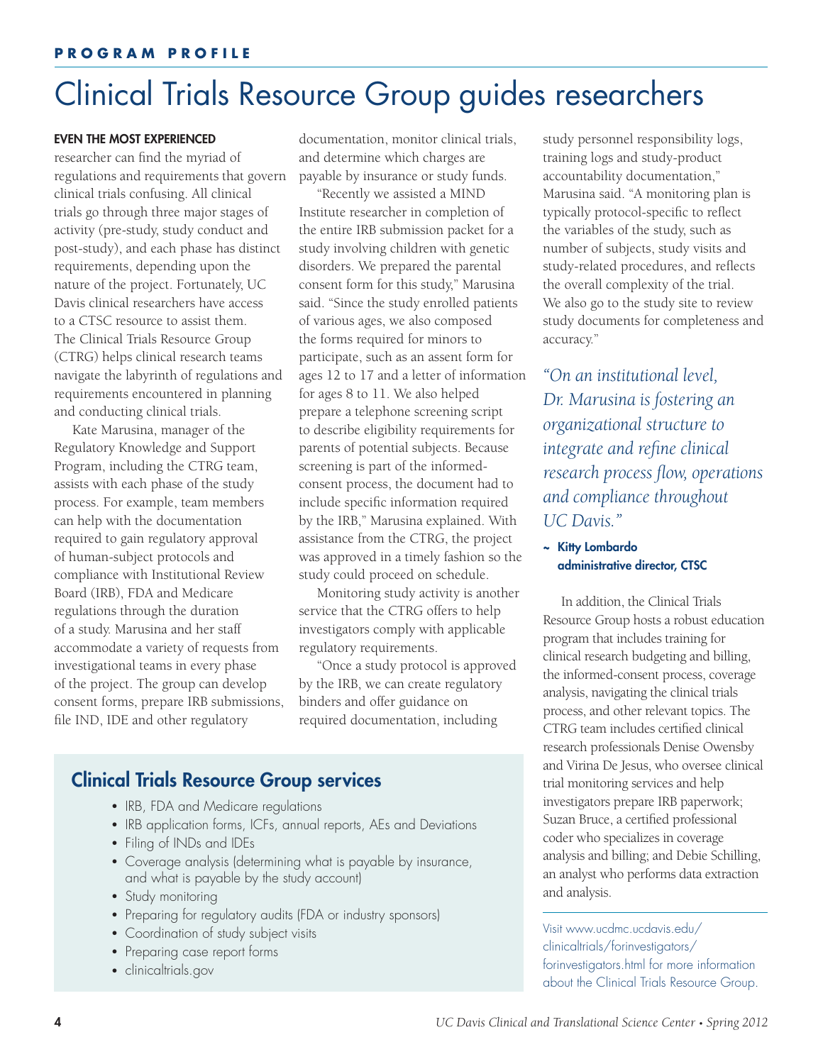**PROGRAM PROFILE**

# Clinical Trials Resource Group guides researchers

**EVEN THE MOST EXPERIENCED** researcher can find the myriad of regulations and requirements that govern clinical trials confusing. All clinical trials go through three major stages of activity (pre-study, study conduct and post-study), and each phase has distinct requirements, depending upon the nature of the project. Fortunately, UC Davis clinical researchers have access to a CTSC resource to assist them. The Clinical Trials Resource Group (CTRG) helps clinical research teams navigate the labyrinth of regulations and requirements encountered in planning and conducting clinical trials.

Kate Marusina, manager of the Regulatory Knowledge and Support Program, including the CTRG team, assists with each phase of the study process. For example, team members can help with the documentation required to gain regulatory approval of human-subject protocols and compliance with Institutional Review Board (IRB), FDA and Medicare regulations through the duration of a study. Marusina and her staff accommodate a variety of requests from investigational teams in every phase of the project. The group can develop consent forms, prepare IRB submissions, file IND, IDE and other regulatory documentation, monitor clinical trials, and determine which charges are payable by insurance or study funds.

"Recently we assisted a MIND Institute researcher in completion of the entire IRB submission packet for a study involving children with genetic disorders. We prepared the parental consent form for this study," Marusina said. "Since the study enrolled patients of various ages, we also composed the forms required for minors to participate, such as an assent form for ages 12 to 17 and a letter of information for ages 8 to 11. We also helped prepare a telephone screening script to describe eligibility requirements for parents of potential subjects. Because screening is part of the informed-consent process, the document had to include specific information required by the IRB," Marusina explained. With assistance from the CTRG, the project was approved in a timely fashion so the study could proceed on schedule.

Monitoring study activity is another service that the CTRG offers to help investigators comply with applicable regulatory requirements.

"Once a study protocol is approved by the IRB, we can create regulatory binders and offer guidance on required documentation, including study personnel responsibility logs, training logs and study-product accountability documentation," Marusina said. "A monitoring plan is typically protocol-specific to reflect the variables of the study, such as number of subjects, study visits and study-related procedures, and reflects the overall complexity of the trial. We also go to the study site to review study documents for completeness and accuracy."

*"On an institutional level, Dr. Marusina is fostering an organizational structure to integrate and refine clinical research process flow, operations and compliance throughout UC Davis."*

**~ Kitty Lombardo**
**administrative director, CTSC**

In addition, the Clinical Trials Resource Group hosts a robust education program that includes training for clinical research budgeting and billing, the informed-consent process, coverage analysis, navigating the clinical trials process, and other relevant topics. The CTRG team includes certified clinical research professionals Denise Owensby and Virina De Jesus, who oversee clinical trial monitoring services and help investigators prepare IRB paperwork; Suzan Bruce, a certified professional coder who specializes in coverage analysis and billing; and Debie Schilling, an analyst who performs data extraction and analysis.

Visit www.ucdmc.ucdavis.edu/clinicaltrials/forinvestigators/forinvestigators.html for more information about the Clinical Trials Resource Group.

## Clinical Trials Resource Group services

- IRB, FDA and Medicare regulations
- IRB application forms, ICFs, annual reports, AEs and Deviations
- Filing of INDs and IDEs
- Coverage analysis (determining what is payable by insurance, and what is payable by the study account)
- Study monitoring
- Preparing for regulatory audits (FDA or industry sponsors)
- Coordination of study subject visits
- Preparing case report forms
- clinicaltrials.gov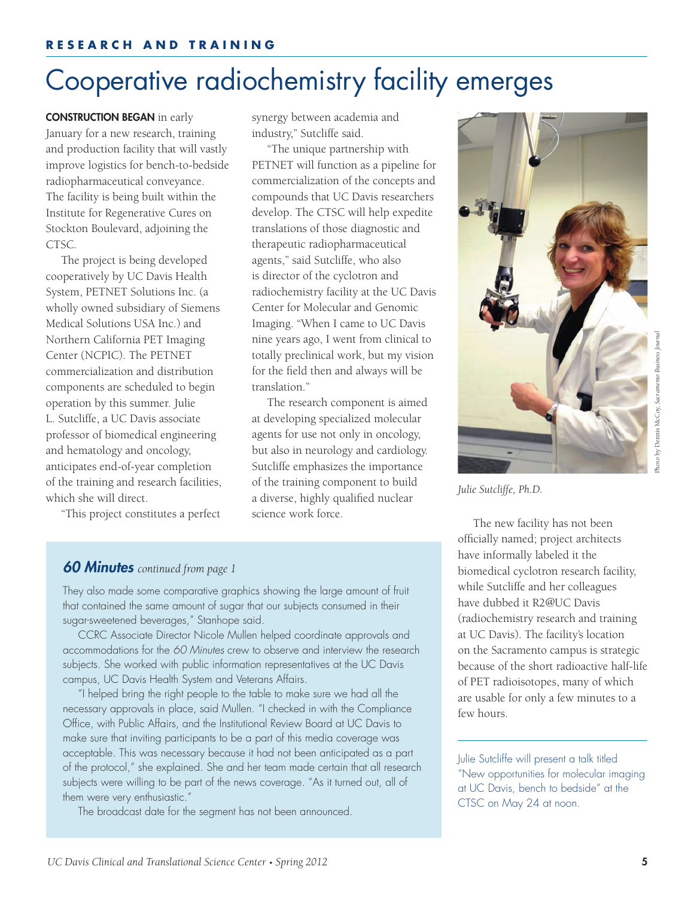RESEARCH AND TRAINING

# Cooperative radiochemistry facility emerges

**CONSTRUCTION BEGAN** in early January for a new research, training and production facility that will vastly improve logistics for bench-to-bedside radiopharmaceutical conveyance. The facility is being built within the Institute for Regenerative Cures on Stockton Boulevard, adjoining the CTSC.

The project is being developed cooperatively by UC Davis Health System, PETNET Solutions Inc. (a wholly owned subsidiary of Siemens Medical Solutions USA Inc.) and Northern California PET Imaging Center (NCPIC). The PETNET commercialization and distribution components are scheduled to begin operation by this summer. Julie L. Sutcliffe, a UC Davis associate professor of biomedical engineering and hematology and oncology, anticipates end-of-year completion of the training and research facilities, which she will direct.

"This project constitutes a perfect synergy between academia and industry," Sutcliffe said.

"The unique partnership with PETNET will function as a pipeline for commercialization of the concepts and compounds that UC Davis researchers develop. The CTSC will help expedite translations of those diagnostic and therapeutic radiopharmaceutical agents," said Sutcliffe, who also is director of the cyclotron and radiochemistry facility at the UC Davis Center for Molecular and Genomic Imaging. "When I came to UC Davis nine years ago, I went from clinical to totally preclinical work, but my vision for the field then and always will be translation."

The research component is aimed at developing specialized molecular agents for use not only in oncology, but also in neurology and cardiology. Sutcliffe emphasizes the importance of the training component to build a diverse, highly qualified nuclear science work force.

*Julie Sutcliffe, Ph.D.*

Photo by Dennis McCoy, *Sacramento Business Journal*

The new facility has not been officially named; project architects have informally labeled it the biomedical cyclotron research facility, while Sutcliffe and her colleagues have dubbed it R2@UC Davis (radiochemistry research and training at UC Davis). The facility's location on the Sacramento campus is strategic because of the short radioactive half-life of PET radioisotopes, many of which are usable for only a few minutes to a few hours.

Julie Sutcliffe will present a talk titled "New opportunities for molecular imaging at UC Davis, bench to bedside" at the CTSC on May 24 at noon.

### *60 Minutes* *continued from page 1*

They also made some comparative graphics showing the large amount of fruit that contained the same amount of sugar that our subjects consumed in their sugar-sweetened beverages," Stanhope said.

CCRC Associate Director Nicole Mullen helped coordinate approvals and accommodations for the *60 Minutes* crew to observe and interview the research subjects. She worked with public information representatives at the UC Davis campus, UC Davis Health System and Veterans Affairs.

"I helped bring the right people to the table to make sure we had all the necessary approvals in place, said Mullen. "I checked in with the Compliance Office, with Public Affairs, and the Institutional Review Board at UC Davis to make sure that inviting participants to be a part of this media coverage was acceptable. This was necessary because it had not been anticipated as a part of the protocol," she explained. She and her team made certain that all research subjects were willing to be part of the news coverage. "As it turned out, all of them were very enthusiastic."

The broadcast date for the segment has not been announced.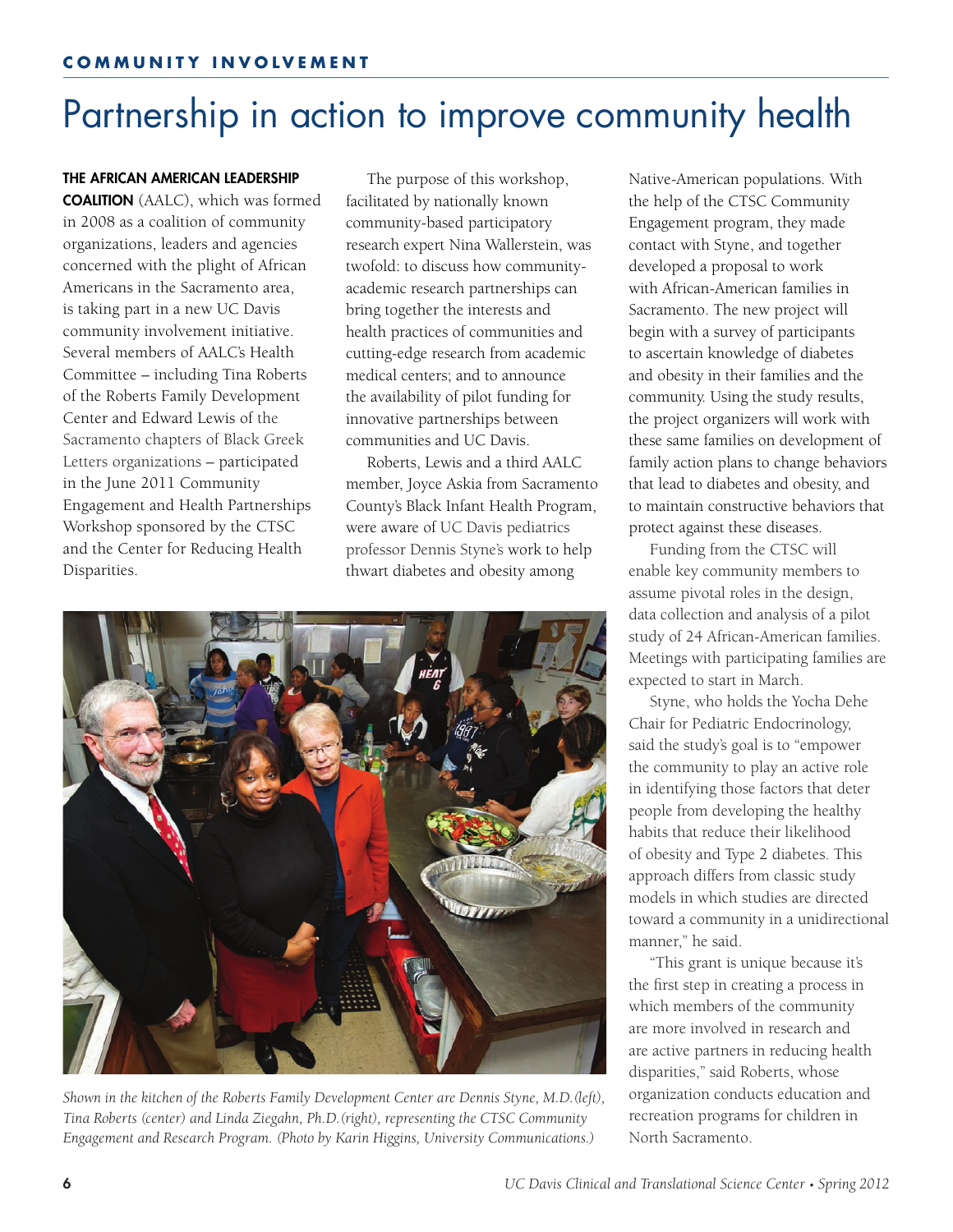COMMUNITY INVOLVEMENT

# Partnership in action to improve community health

**THE AFRICAN AMERICAN LEADERSHIP COALITION** (AALC), which was formed in 2008 as a coalition of community organizations, leaders and agencies concerned with the plight of African Americans in the Sacramento area, is taking part in a new UC Davis community involvement initiative. Several members of AALC's Health Committee – including Tina Roberts of the Roberts Family Development Center and Edward Lewis of the Sacramento chapters of Black Greek Letters organizations – participated in the June 2011 Community Engagement and Health Partnerships Workshop sponsored by the CTSC and the Center for Reducing Health Disparities.

The purpose of this workshop, facilitated by nationally known community-based participatory research expert Nina Wallerstein, was twofold: to discuss how community-academic research partnerships can bring together the interests and health practices of communities and cutting-edge research from academic medical centers; and to announce the availability of pilot funding for innovative partnerships between communities and UC Davis.

Roberts, Lewis and a third AALC member, Joyce Askia from Sacramento County's Black Infant Health Program, were aware of UC Davis pediatrics professor Dennis Styne's work to help thwart diabetes and obesity among Native-American populations. With the help of the CTSC Community Engagement program, they made contact with Styne, and together developed a proposal to work with African-American families in Sacramento. The new project will begin with a survey of participants to ascertain knowledge of diabetes and obesity in their families and the community. Using the study results, the project organizers will work with these same families on development of family action plans to change behaviors that lead to diabetes and obesity, and to maintain constructive behaviors that protect against these diseases.

*Shown in the kitchen of the Roberts Family Development Center are Dennis Styne, M.D.(left), Tina Roberts (center) and Linda Ziegahn, Ph.D.(right), representing the CTSC Community Engagement and Research Program. (Photo by Karin Higgins, University Communications.)*

Funding from the CTSC will enable key community members to assume pivotal roles in the design, data collection and analysis of a pilot study of 24 African-American families. Meetings with participating families are expected to start in March.

Styne, who holds the Yocha Dehe Chair for Pediatric Endocrinology, said the study's goal is to "empower the community to play an active role in identifying those factors that deter people from developing the healthy habits that reduce their likelihood of obesity and Type 2 diabetes. This approach differs from classic study models in which studies are directed toward a community in a unidirectional manner," he said.

"This grant is unique because it's the first step in creating a process in which members of the community are more involved in research and are active partners in reducing health disparities," said Roberts, whose organization conducts education and recreation programs for children in North Sacramento.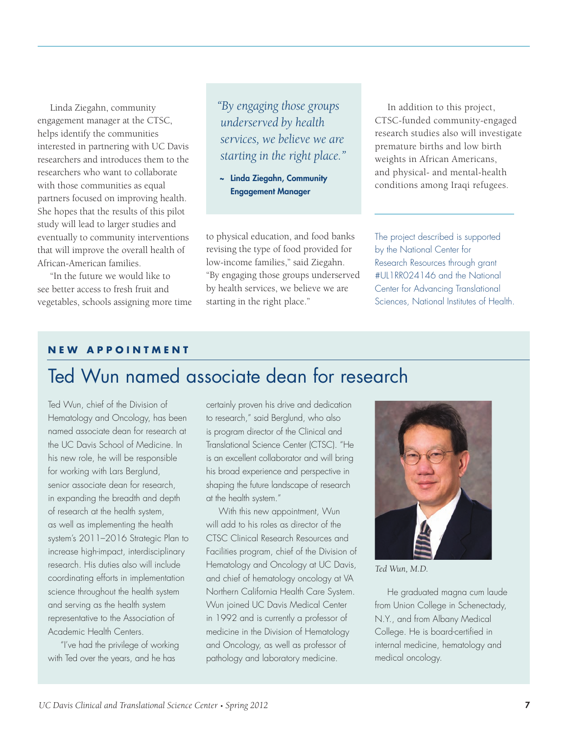Linda Ziegahn, community engagement manager at the CTSC, helps identify the communities interested in partnering with UC Davis researchers and introduces them to the researchers who want to collaborate with those communities as equal partners focused on improving health. She hopes that the results of this pilot study will lead to larger studies and eventually to community interventions that will improve the overall health of African-American families.

"In the future we would like to see better access to fresh fruit and vegetables, schools assigning more time to physical education, and food banks revising the type of food provided for low-income families," said Ziegahn. "By engaging those groups underserved by health services, we believe we are starting in the right place."

> *"By engaging those groups underserved by health services, we believe we are starting in the right place."*
>
> ~ **Linda Ziegahn, Community Engagement Manager**

In addition to this project, CTSC-funded community-engaged research studies also will investigate premature births and low birth weights in African Americans, and physical- and mental-health conditions among Iraqi refugees.

---

The project described is supported by the National Center for Research Resources through grant #UL1RR024146 and the National Center for Advancing Translational Sciences, National Institutes of Health.

**NEW APPOINTMENT**

## Ted Wun named associate dean for research

Ted Wun, chief of the Division of Hematology and Oncology, has been named associate dean for research at the UC Davis School of Medicine. In his new role, he will be responsible for working with Lars Berglund, senior associate dean for research, in expanding the breadth and depth of research at the health system, as well as implementing the health system's 2011–2016 Strategic Plan to increase high-impact, interdisciplinary research. His duties also will include coordinating efforts in implementation science throughout the health system and serving as the health system representative to the Association of Academic Health Centers.

"I've had the privilege of working with Ted over the years, and he has certainly proven his drive and dedication to research," said Berglund, who also is program director of the Clinical and Translational Science Center (CTSC). "He is an excellent collaborator and will bring his broad experience and perspective in shaping the future landscape of research at the health system."

With this new appointment, Wun will add to his roles as director of the CTSC Clinical Research Resources and Facilities program, chief of the Division of Hematology and Oncology at UC Davis, and chief of hematology oncology at VA Northern California Health Care System. Wun joined UC Davis Medical Center in 1992 and is currently a professor of medicine in the Division of Hematology and Oncology, as well as professor of pathology and laboratory medicine.

*Ted Wun, M.D.*

He graduated magna cum laude from Union College in Schenectady, N.Y., and from Albany Medical College. He is board-certified in internal medicine, hematology and medical oncology.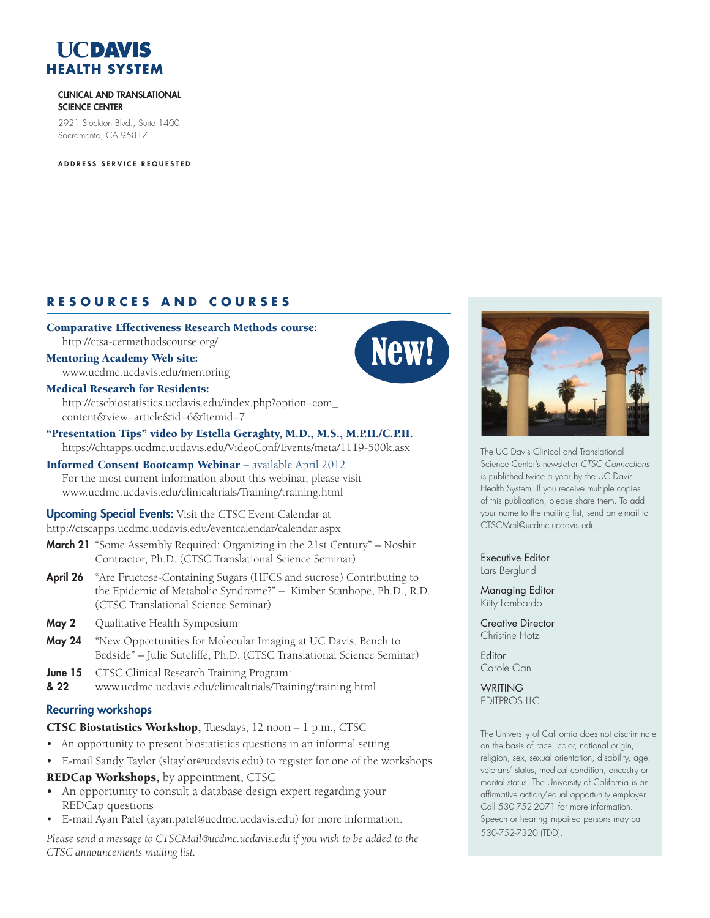**UC DAVIS HEALTH SYSTEM**

**CLINICAL AND TRANSLATIONAL SCIENCE CENTER**
2921 Stockton Blvd., Suite 1400
Sacramento, CA 95817

ADDRESS SERVICE REQUESTED

## RESOURCES AND COURSES

**Comparative Effectiveness Research Methods course:**
http://ctsa-cermethodscourse.org/

New!

**Mentoring Academy Web site:**
www.ucdmc.ucdavis.edu/mentoring

**Medical Research for Residents:**
http://ctscbiostatistics.ucdavis.edu/index.php?option=com_content&view=article&id=6&Itemid=7

**"Presentation Tips" video by Estella Geraghty, M.D., M.S., M.P.H./C.P.H.**
https://chtapps.ucdmc.ucdavis.edu/VideoConf/Events/meta/1119-500k.asx

**Informed Consent Bootcamp Webinar** – available April 2012
For the most current information about this webinar, please visit www.ucdmc.ucdavis.edu/clinicaltrials/Training/training.html

**Upcoming Special Events:** Visit the CTSC Event Calendar at http://ctscapps.ucdmc.ucdavis.edu/eventcalendar/calendar.aspx

**March 21** "Some Assembly Required: Organizing in the 21st Century" – Noshir Contractor, Ph.D. (CTSC Translational Science Seminar)

**April 26** "Are Fructose-Containing Sugars (HFCS and sucrose) Contributing to the Epidemic of Metabolic Syndrome?" – Kimber Stanhope, Ph.D., R.D. (CTSC Translational Science Seminar)

**May 2** Qualitative Health Symposium

**May 24** "New Opportunities for Molecular Imaging at UC Davis, Bench to Bedside" – Julie Sutcliffe, Ph.D. (CTSC Translational Science Seminar)

**June 15 & 22** CTSC Clinical Research Training Program: www.ucdmc.ucdavis.edu/clinicaltrials/Training/training.html

### Recurring workshops

**CTSC Biostatistics Workshop,** Tuesdays, 12 noon – 1 p.m., CTSC

- An opportunity to present biostatistics questions in an informal setting
- E-mail Sandy Taylor (sltaylor@ucdavis.edu) to register for one of the workshops

**REDCap Workshops,** by appointment, CTSC

- An opportunity to consult a database design expert regarding your REDCap questions
- E-mail Ayan Patel (ayan.patel@ucdmc.ucdavis.edu) for more information.

*Please send a message to CTSCMail@ucdmc.ucdavis.edu if you wish to be added to the CTSC announcements mailing list.*

The UC Davis Clinical and Translational Science Center's newsletter *CTSC Connections* is published twice a year by the UC Davis Health System. If you receive multiple copies of this publication, please share them. To add your name to the mailing list, send an e-mail to CTSCMail@ucdmc.ucdavis.edu.

Executive Editor
Lars Berglund

Managing Editor
Kitty Lombardo

Creative Director
Christine Hotz

Editor
Carole Gan

WRITING
EDITPROS LLC

The University of California does not discriminate on the basis of race, color, national origin, religion, sex, sexual orientation, disability, age, veterans' status, medical condition, ancestry or marital status. The University of California is an affirmative action/equal opportunity employer. Call 530-752-2071 for more information. Speech or hearing-impaired persons may call 530-752-7320 (TDD).